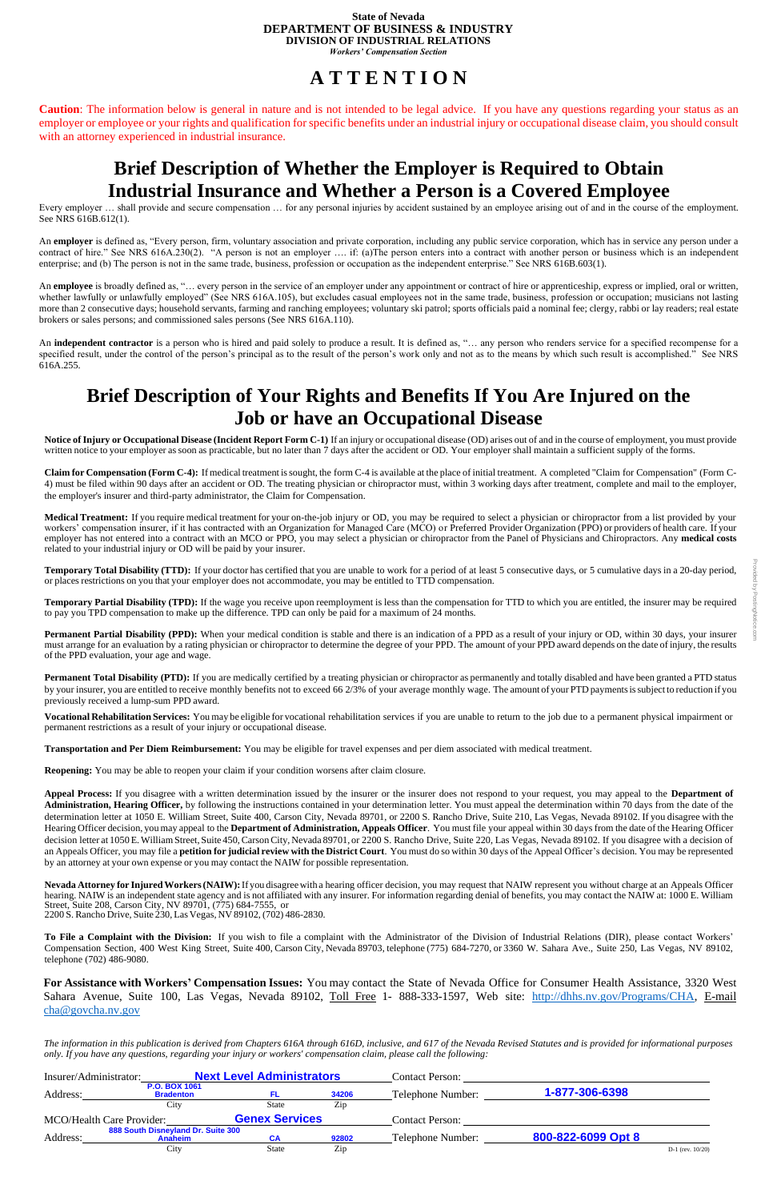State of Nevada
**DEPARTMENT OF BUSINESS & INDUSTRY**
**DIVISION OF INDUSTRIAL RELATIONS**
*Workers' Compensation Section*

# ATTENTION

**Caution**: The information below is general in nature and is not intended to be legal advice. If you have any questions regarding your status as an employer or employee or your rights and qualification for specific benefits under an industrial injury or occupational disease claim, you should consult with an attorney experienced in industrial insurance.

## Brief Description of Whether the Employer is Required to Obtain Industrial Insurance and Whether a Person is a Covered Employee

Every employer … shall provide and secure compensation … for any personal injuries by accident sustained by an employee arising out of and in the course of the employment. See NRS 616B.612(1).

An **employer** is defined as, "Every person, firm, voluntary association and private corporation, including any public service corporation, which has in service any person under a contract of hire." See NRS 616A.230(2). "A person is not an employer …. if: (a)The person enters into a contract with another person or business which is an independent enterprise; and (b) The person is not in the same trade, business, profession or occupation as the independent enterprise." See NRS 616B.603(1).

An **employee** is broadly defined as, "… every person in the service of an employer under any appointment or contract of hire or apprenticeship, express or implied, oral or written, whether lawfully or unlawfully employed" (See NRS 616A.105), but excludes casual employees not in the same trade, business, profession or occupation; musicians not lasting more than 2 consecutive days; household servants, farming and ranching employees; voluntary ski patrol; sports officials paid a nominal fee; clergy, rabbi or lay readers; real estate brokers or sales persons; and commissioned sales persons (See NRS 616A.110).

An **independent contractor** is a person who is hired and paid solely to produce a result. It is defined as, "… any person who renders service for a specified recompense for a specified result, under the control of the person's principal as to the result of the person's work only and not as to the means by which such result is accomplished." See NRS 616A.255.

## Brief Description of Your Rights and Benefits If You Are Injured on the Job or have an Occupational Disease

**Notice of Injury or Occupational Disease (Incident Report Form C-1)** If an injury or occupational disease (OD) arises out of and in the course of employment, you must provide written notice to your employer as soon as practicable, but no later than 7 days after the accident or OD. Your employer shall maintain a sufficient supply of the forms.

**Claim for Compensation (Form C-4):** If medical treatment is sought, the form C-4 is available at the place of initial treatment. A completed "Claim for Compensation" (Form C-4) must be filed within 90 days after an accident or OD. The treating physician or chiropractor must, within 3 working days after treatment, complete and mail to the employer, the employer's insurer and third-party administrator, the Claim for Compensation.

**Medical Treatment:** If you require medical treatment for your on-the-job injury or OD, you may be required to select a physician or chiropractor from a list provided by your workers' compensation insurer, if it has contracted with an Organization for Managed Care (MCO) or Preferred Provider Organization (PPO) or providers of health care. If your employer has not entered into a contract with an MCO or PPO, you may select a physician or chiropractor from the Panel of Physicians and Chiropractors. Any **medical costs** related to your industrial injury or OD will be paid by your insurer.

**Temporary Total Disability (TTD):** If your doctor has certified that you are unable to work for a period of at least 5 consecutive days, or 5 cumulative days in a 20-day period, or places restrictions on you that your employer does not accommodate, you may be entitled to TTD compensation.

**Temporary Partial Disability (TPD):** If the wage you receive upon reemployment is less than the compensation for TTD to which you are entitled, the insurer may be required to pay you TPD compensation to make up the difference. TPD can only be paid for a maximum of 24 months.

**Permanent Partial Disability (PPD):** When your medical condition is stable and there is an indication of a PPD as a result of your injury or OD, within 30 days, your insurer must arrange for an evaluation by a rating physician or chiropractor to determine the degree of your PPD. The amount of your PPD award depends on the date of injury, the results of the PPD evaluation, your age and wage.

**Permanent Total Disability (PTD):** If you are medically certified by a treating physician or chiropractor as permanently and totally disabled and have been granted a PTD status by your insurer, you are entitled to receive monthly benefits not to exceed 66 2/3% of your average monthly wage. The amount of your PTD payments is subject to reduction if you previously received a lump-sum PPD award.

**Vocational Rehabilitation Services:** You may be eligible for vocational rehabilitation services if you are unable to return to the job due to a permanent physical impairment or permanent restrictions as a result of your injury or occupational disease.

**Transportation and Per Diem Reimbursement:** You may be eligible for travel expenses and per diem associated with medical treatment.

**Reopening:** You may be able to reopen your claim if your condition worsens after claim closure.

**Appeal Process:** If you disagree with a written determination issued by the insurer or the insurer does not respond to your request, you may appeal to the **Department of Administration, Hearing Officer,** by following the instructions contained in your determination letter. You must appeal the determination within 70 days from the date of the determination letter at 1050 E. William Street, Suite 400, Carson City, Nevada 89701, or 2200 S. Rancho Drive, Suite 210, Las Vegas, Nevada 89102. If you disagree with the Hearing Officer decision, you may appeal to the **Department of Administration, Appeals Officer**. You must file your appeal within 30 days from the date of the Hearing Officer decision letter at 1050 E. William Street, Suite 450, Carson City, Nevada 89701, or 2200 S. Rancho Drive, Suite 220, Las Vegas, Nevada 89102. If you disagree with a decision of an Appeals Officer, you may file a **petition for judicial review with the District Court**. You must do so within 30 days of the Appeal Officer's decision. You may be represented by an attorney at your own expense or you may contact the NAIW for possible representation.

**Nevada Attorney for Injured Workers (NAIW):** If you disagree with a hearing officer decision, you may request that NAIW represent you without charge at an Appeals Officer hearing. NAIW is an independent state agency and is not affiliated with any insurer. For information regarding denial of benefits, you may contact the NAIW at: 1000 E. William Street, Suite 208, Carson City, NV 89701, (775) 684-7555, or
2200 S. Rancho Drive, Suite 230, Las Vegas, NV 89102, (702) 486-2830.

**To File a Complaint with the Division:** If you wish to file a complaint with the Administrator of the Division of Industrial Relations (DIR), please contact Workers' Compensation Section, 400 West King Street, Suite 400, Carson City, Nevada 89703, telephone (775) 684-7270, or 3360 W. Sahara Ave., Suite 250, Las Vegas, NV 89102, telephone (702) 486-9080.

**For Assistance with Workers' Compensation Issues:** You may contact the State of Nevada Office for Consumer Health Assistance, 3320 West Sahara Avenue, Suite 100, Las Vegas, Nevada 89102, Toll Free 1- 888-333-1597, Web site: http://dhhs.nv.gov/Programs/CHA, E-mail cha@govcha.nv.gov

*The information in this publication is derived from Chapters 616A through 616D, inclusive, and 617 of the Nevada Revised Statutes and is provided for informational purposes only. If you have any questions, regarding your injury or workers' compensation claim, please call the following:*

Insurer/Administrator: **Next Level Administrators** Contact Person:

Address: **P.O. BOX 1061, Bradenton** (City), **FL** (State), **34206** (Zip) Telephone Number: **1-877-306-6398**

MCO/Health Care Provider: **Genex Services** Contact Person:

Address: **888 South Disneyland Dr. Suite 300, Anaheim** (City), **CA** (State), **92802** (Zip) Telephone Number: **800-822-6099 Opt 8**

D-1 (rev. 10/20)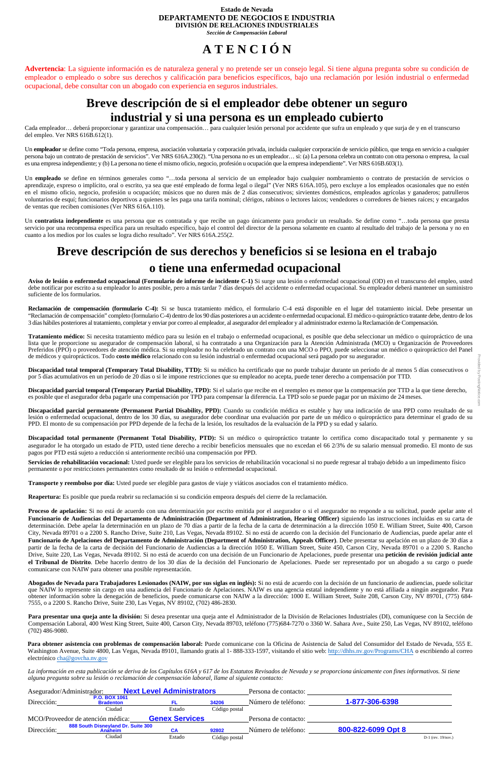**Estado de Nevada**
**DEPARTAMENTO DE NEGOCIOS E INDUSTRIA**
**DIVISIÓN DE RELACIONES INDUSTRIALES**
***Sección de Compensación Laboral***

# ATENCIÓN

**Advertencia**: La siguiente información es de naturaleza general y no pretende ser un consejo legal. Si tiene alguna pregunta sobre su condición de empleador o empleado o sobre sus derechos y calificación para beneficios específicos, bajo una reclamación por lesión industrial o enfermedad ocupacional, debe consultar con un abogado con experiencia en seguros industriales.

## Breve descripción de si el empleador debe obtener un seguro industrial y si una persona es un empleado cubierto

Cada empleador… deberá proporcionar y garantizar una compensación… para cualquier lesión personal por accidente que sufra un empleado y que surja de y en el transcurso del empleo. Ver NRS 616B.612(1).

Un **empleador** se define como "Toda persona, empresa, asociación voluntaria y corporación privada, incluida cualquier corporación de servicio público, que tenga en servicio a cualquier persona bajo un contrato de prestación de servicios". Ver NRS 616A.230(2). "Una persona no es un empleador… si: (a) La persona celebra un contrato con otra persona o empresa, la cual es una empresa independiente; y (b) La persona no tiene el mismo oficio, negocio, profesión u ocupación que la empresa independiente". Ver NRS 616B.603(1).

Un **empleado** se define en términos generales como "…toda persona al servicio de un empleador bajo cualquier nombramiento o contrato de prestación de servicios o aprendizaje, expreso o implícito, oral o escrito, ya sea que esté empleado de forma legal o ilegal" (Ver NRS 616A.105), pero excluye a los empleados ocasionales que no estén en el mismo oficio, negocio, profesión u ocupación; músicos que no duren más de 2 días consecutivos; sirvientes domésticos, empleados agrícolas y ganaderos; patrulleros voluntarios de esquí; funcionarios deportivos a quienes se les paga una tarifa nominal; clérigos, rabinos o lectores laicos; vendedores o corredores de bienes raíces; y encargados de ventas que reciben comisiones (Ver NRS 616A.110).

Un **contratista independiente** es una persona que es contratada y que recibe un pago únicamente para producir un resultado. Se define como "…toda persona que presta servicio por una recompensa específica para un resultado específico, bajo el control del director de la persona solamente en cuanto al resultado del trabajo de la persona y no en cuanto a los medios por los cuales se logra dicho resultado". Ver NRS 616A.255(2.

## Breve descripción de sus derechos y beneficios si se lesiona en el trabajo o tiene una enfermedad ocupacional

**Aviso de lesión o enfermedad ocupacional (Formulario de informe de incidente C-1)** Si surge una lesión o enfermedad ocupacional (OD) en el transcurso del empleo, usted debe notificar por escrito a su empleador lo antes posible, pero a más tardar 7 días después del accidente o enfermedad ocupacional. Su empleador deberá mantener un suministro suficiente de los formularios.

**Reclamación de compensación (formulario C-4):** Si se busca tratamiento médico, el formulario C-4 está disponible en el lugar del tratamiento inicial. Debe presentar un "Reclamación de compensación" completo (formulario C-4) dentro de los 90 días posteriores a un accidente o enfermedad ocupacional. El médico o quiropráctico tratante debe, dentro de los 3 días hábiles posteriores al tratamiento, completar y enviar por correo al empleador, al asegurador del empleador y al administrador externo la Reclamación de Compensación.

**Tratamiento médico:** Si necesita tratamiento médico para su lesión en el trabajo o enfermedad ocupacional, es posible que deba seleccionar un médico o quiropráctico de una lista que le proporcione su asegurador de compensación laboral, si ha contratado a una Organización para la Atención Administrada (MCO) u Organización de Proveedores Preferidos (PPO) o proveedores de atención médica. Si su empleador no ha celebrado un contrato con una MCO o PPO, puede seleccionar un médico o quiropráctico del Panel de médicos y quiroprácticos. Todo **costo médico** relacionado con su lesión industrial o enfermedad ocupacional será pagado por su asegurador.

**Discapacidad total temporal (Temporary Total Disability, TTD):** Si su médico ha certificado que no puede trabajar durante un período de al menos 5 días consecutivos o por 5 días acumulativos en un período de 20 días o si le impone restricciones que su empleador no acepta, puede tener derecho a compensación por TTD.

**Discapacidad parcial temporal (Temporary Partial Disability, TPD):** Si el salario que recibe en el reempleo es menor que la compensación por TTD a la que tiene derecho, es posible que el asegurador deba pagarle una compensación por TPD para compensar la diferencia. La TPD solo se puede pagar por un máximo de 24 meses.

**Discapacidad parcial permanente (Permanent Partial Disability, PPD):** Cuando su condición médica es estable y hay una indicación de una PPD como resultado de su lesión o enfermedad ocupacional, dentro de los 30 días, su asegurador debe coordinar una evaluación por parte de un médico o quiropráctico para determinar el grado de su PPD. El monto de su compensación por PPD depende de la fecha de la lesión, los resultados de la evaluación de la PPD y su edad y salario.

**Discapacidad total permanente (Permanent Total Disability, PTD):** Si un médico o quiropráctico tratante lo certifica como discapacitado total y permanente y su asegurador le ha otorgado un estado de PTD, usted tiene derecho a recibir beneficios mensuales que no excedan el 66 2/3% de su salario mensual promedio. El monto de sus pagos por PTD está sujeto a reducción si anteriormente recibió una compensación por PPD.

**Servicios de rehabilitación vocacional:** Usted puede ser elegible para los servicios de rehabilitación vocacional si no puede regresar al trabajo debido a un impedimento físico permanente o por restricciones permanentes como resultado de su lesión o enfermedad ocupacional.

**Transporte y reembolso por día:** Usted puede ser elegible para gastos de viaje y viáticos asociados con el tratamiento médico.

**Reapertura:** Es posible que pueda reabrir su reclamación si su condición empeora después del cierre de la reclamación.

**Proceso de apelación:** Si no está de acuerdo con una determinación por escrito emitida por el asegurador o si el asegurador no responde a su solicitud, puede apelar ante el **Funcionario de Audiencias del Departamento de Administración (Department of Administration, Hearing Officer)** siguiendo las instrucciones incluidas en su carta de determinación. Debe apelar la determinación en un plazo de 70 días a partir de la fecha de la carta de determinación a la dirección 1050 E. William Street, Suite 400, Carson City, Nevada 89701 o a 2200 S. Rancho Drive, Suite 210, Las Vegas, Nevada 89102. Si no está de acuerdo con la decisión del Funcionario de Audiencias, puede apelar ante el **Funcionario de Apelaciones del Departamento de Administración (Department of Administration, Appeals Officer)**. Debe presentar su apelación en un plazo de 30 días a partir de la fecha de la carta de decisión del Funcionario de Audiencias a la dirección 1050 E. William Street, Suite 450, Carson City, Nevada 89701 o a 2200 S. Rancho Drive, Suite 220, Las Vegas, Nevada 89102. Si no está de acuerdo con una decisión de un Funcionario de Apelaciones, puede presentar una **petición de revisión judicial ante el Tribunal de Distrito**. Debe hacerlo dentro de los 30 días de la decisión del Funcionario de Apelaciones. Puede ser representado por un abogado a su cargo o puede comunicarse con NAIW para obtener una posible representación.

**Abogados de Nevada para Trabajadores Lesionados (NAIW, por sus siglas en inglés):** Si no está de acuerdo con la decisión de un funcionario de audiencias, puede solicitar que NAIW lo represente sin cargo en una audiencia del Funcionario de Apelaciones. NAIW es una agencia estatal independiente y no está afiliada a ningún asegurador. Para obtener información sobre la denegación de beneficios, puede comunicarse con NAIW a la dirección: 1000 E. William Street, Suite 208, Carson City, NV 89701, (775) 684-7555, o a 2200 S. Rancho Drive, Suite 230, Las Vegas, NV 89102, (702) 486-2830.

**Para presentar una queja ante la división:** Si desea presentar una queja ante el Administrador de la División de Relaciones Industriales (DI), comuníquese con la Sección de Compensación Laboral, 400 West King Street, Suite 400, Carson City, Nevada 89703, teléfono (775)684-7270 o 3360 W. Sahara Ave., Suite 250, Las Vegas, NV 89102, teléfono (702) 486-9080.

**Para obtener asistencia con problemas de compensación laboral:** Puede comunicarse con la Oficina de Asistencia de Salud del Consumidor del Estado de Nevada, 555 E. Washington Avenue, Suite 4800, Las Vegas, Nevada 89101, llamando gratis al 1- 888-333-1597, visitando el sitio web: http://dhhs.nv.gov/Programs/CHA o escribiendo al correo electrónico cha@govcha.nv.gov

*La información en esta publicación se deriva de los Capítulos 616A y 617 de los Estatutos Revisados de Nevada y se proporciona únicamente con fines informativos. Si tiene alguna pregunta sobre su lesión o reclamación de compensación laboral, llame al siguiente contacto:*

Asegurador/Administrador: **Next Level Administrators** Persona de contacto:

Dirección: **P.O. BOX 1061 Bradenton** (Ciudad) **FL** (Estado) **34206** (Código postal) Número de teléfono: **1-877-306-6398**

MCO/Proveedor de atención médica: **Genex Services** Persona de contacto:

Dirección: **888 South Disneyland Dr. Suite 300 Anaheim** (Ciudad) **CA** (Estado) **92802** (Código postal) Número de teléfono: **800-822-6099 Opt 8**

D-1 (rev. 19/nov.)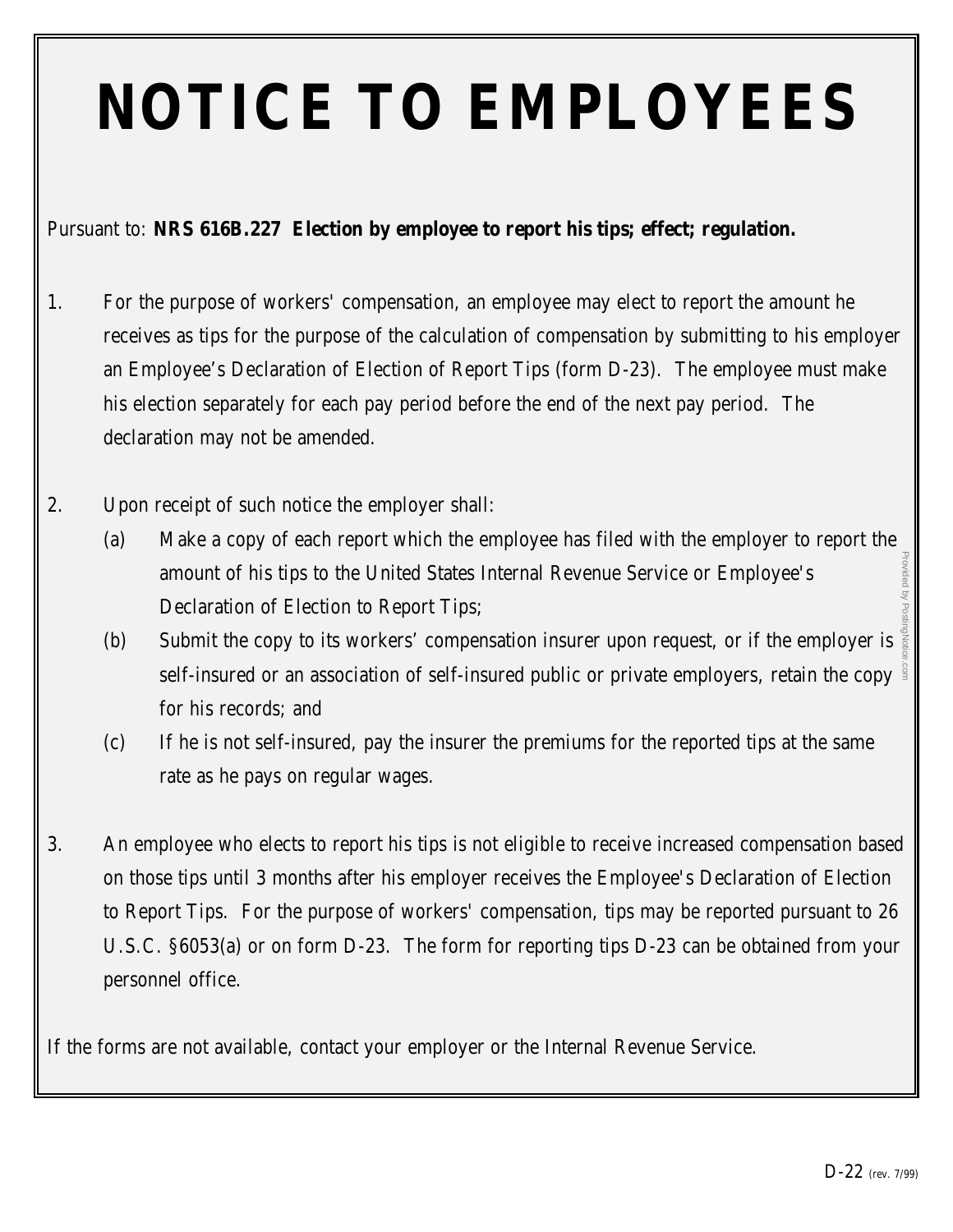# NOTICE TO EMPLOYEES

Pursuant to: **NRS 616B.227 Election by employee to report his tips; effect; regulation.**

1. For the purpose of workers' compensation, an employee may elect to report the amount he receives as tips for the purpose of the calculation of compensation by submitting to his employer an Employee's Declaration of Election of Report Tips (form D-23). The employee must make his election separately for each pay period before the end of the next pay period. The declaration may not be amended.

2. Upon receipt of such notice the employer shall:
   (a) Make a copy of each report which the employee has filed with the employer to report the amount of his tips to the United States Internal Revenue Service or Employee's Declaration of Election to Report Tips;
   (b) Submit the copy to its workers' compensation insurer upon request, or if the employer is self-insured or an association of self-insured public or private employers, retain the copy for his records; and
   (c) If he is not self-insured, pay the insurer the premiums for the reported tips at the same rate as he pays on regular wages.

3. An employee who elects to report his tips is not eligible to receive increased compensation based on those tips until 3 months after his employer receives the Employee's Declaration of Election to Report Tips. For the purpose of workers' compensation, tips may be reported pursuant to 26 U.S.C. §6053(a) or on form D-23. The form for reporting tips D-23 can be obtained from your personnel office.

If the forms are not available, contact your employer or the Internal Revenue Service.

D-22 (rev. 7/99)